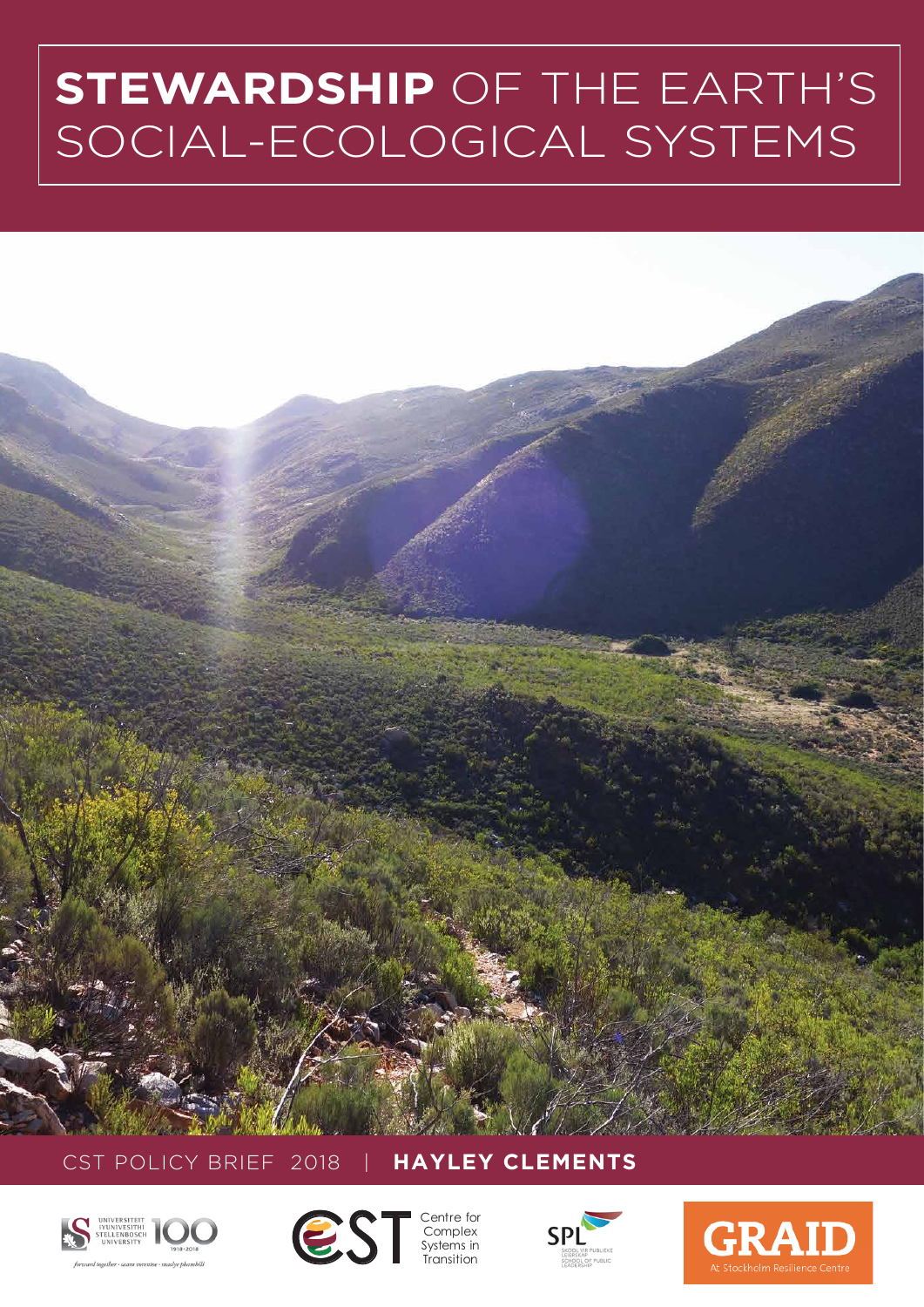# **STEWARDSHIP** OF THE EARTH'S SOCIAL-ECOLOGICAL SYSTEMS

CST POLICY BRIEF 2018 | **HAYLEY CLEMENTS**

UNIVERSITEIT iYUNIVESITHI STELLENBOSCH UNIVERSITY 100 1918·2018

*forward together · saam vorentoe · masiye phambili*

CST Centre for Complex Systems in Transition

SPL SKOOL VIR PUBLIEKE LEIERSKAP SCHOOL OF PUBLIC LEADERSHIP

GRAID At Stockholm Resilience Centre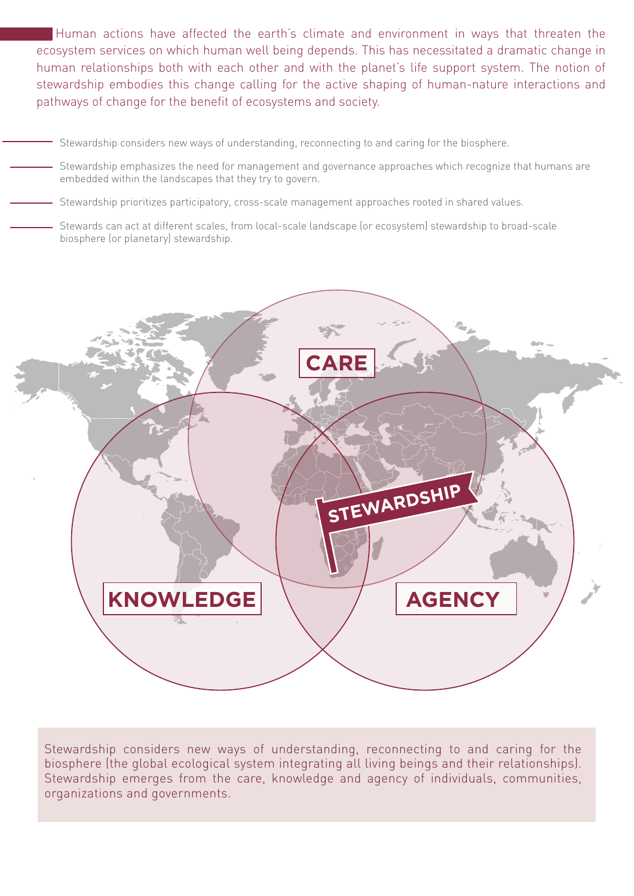Human actions have affected the earth's climate and environment in ways that threaten the ecosystem services on which human well being depends. This has necessitated a dramatic change in human relationships both with each other and with the planet's life support system. The notion of stewardship embodies this change calling for the active shaping of human-nature interactions and pathways of change for the benefit of ecosystems and society.

- Stewardship considers new ways of understanding, reconnecting to and caring for the biosphere.
- Stewardship emphasizes the need for management and governance approaches which recognize that humans are embedded within the landscapes that they try to govern.
- Stewardship prioritizes participatory, cross-scale management approaches rooted in shared values.
- Stewards can act at different scales, from local-scale landscape (or ecosystem) stewardship to broad-scale biosphere (or planetary) stewardship.

CARE

STEWARDSHIP

KNOWLEDGE

AGENCY

Stewardship considers new ways of understanding, reconnecting to and caring for the biosphere (the global ecological system integrating all living beings and their relationships). Stewardship emerges from the care, knowledge and agency of individuals, communities, organizations and governments.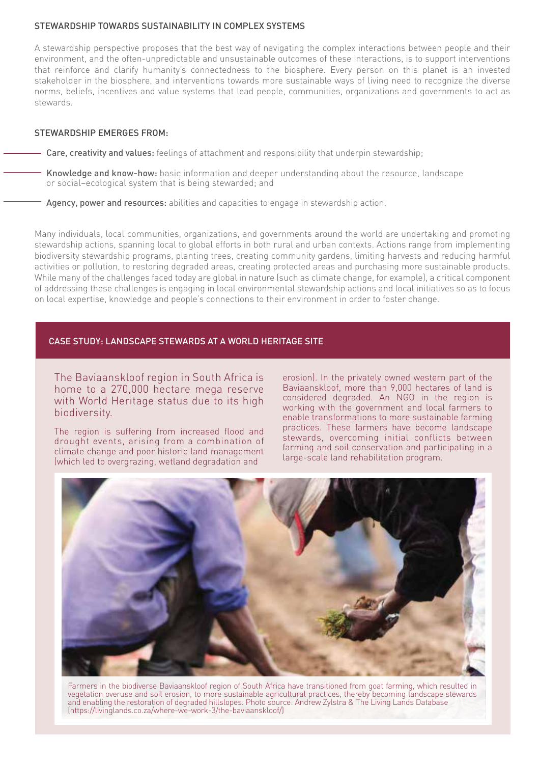## STEWARDSHIP TOWARDS SUSTAINABILITY IN COMPLEX SYSTEMS

A stewardship perspective proposes that the best way of navigating the complex interactions between people and their environment, and the often-unpredictable and unsustainable outcomes of these interactions, is to support interventions that reinforce and clarify humanity's connectedness to the biosphere. Every person on this planet is an invested stakeholder in the biosphere, and interventions towards more sustainable ways of living need to recognize the diverse norms, beliefs, incentives and value systems that lead people, communities, organizations and governments to act as stewards.

## STEWARDSHIP EMERGES FROM:

- **Care, creativity and values:** feelings of attachment and responsibility that underpin stewardship;
- **Knowledge and know-how:** basic information and deeper understanding about the resource, landscape or social–ecological system that is being stewarded; and
- **Agency, power and resources:** abilities and capacities to engage in stewardship action.

Many individuals, local communities, organizations, and governments around the world are undertaking and promoting stewardship actions, spanning local to global efforts in both rural and urban contexts. Actions range from implementing biodiversity stewardship programs, planting trees, creating community gardens, limiting harvests and reducing harmful activities or pollution, to restoring degraded areas, creating protected areas and purchasing more sustainable products. While many of the challenges faced today are global in nature (such as climate change, for example), a critical component of addressing these challenges is engaging in local environmental stewardship actions and local initiatives so as to focus on local expertise, knowledge and people's connections to their environment in order to foster change.

## CASE STUDY: LANDSCAPE STEWARDS AT A WORLD HERITAGE SITE

The Baviaanskloof region in South Africa is home to a 270,000 hectare mega reserve with World Heritage status due to its high biodiversity.

The region is suffering from increased flood and drought events, arising from a combination of climate change and poor historic land management (which led to overgrazing, wetland degradation and erosion). In the privately owned western part of the Baviaanskloof, more than 9,000 hectares of land is considered degraded. An NGO in the region is working with the government and local farmers to enable transformations to more sustainable farming practices. These farmers have become landscape stewards, overcoming initial conflicts between farming and soil conservation and participating in a large-scale land rehabilitation program.

Farmers in the biodiverse Baviaanskloof region of South Africa have transitioned from goat farming, which resulted in vegetation overuse and soil erosion, to more sustainable agricultural practices, thereby becoming landscape stewards and enabling the restoration of degraded hillslopes. Photo source: Andrew Zylstra & The Living Lands Database (https://livinglands.co.za/where-we-work-3/the-baviaanskloof/)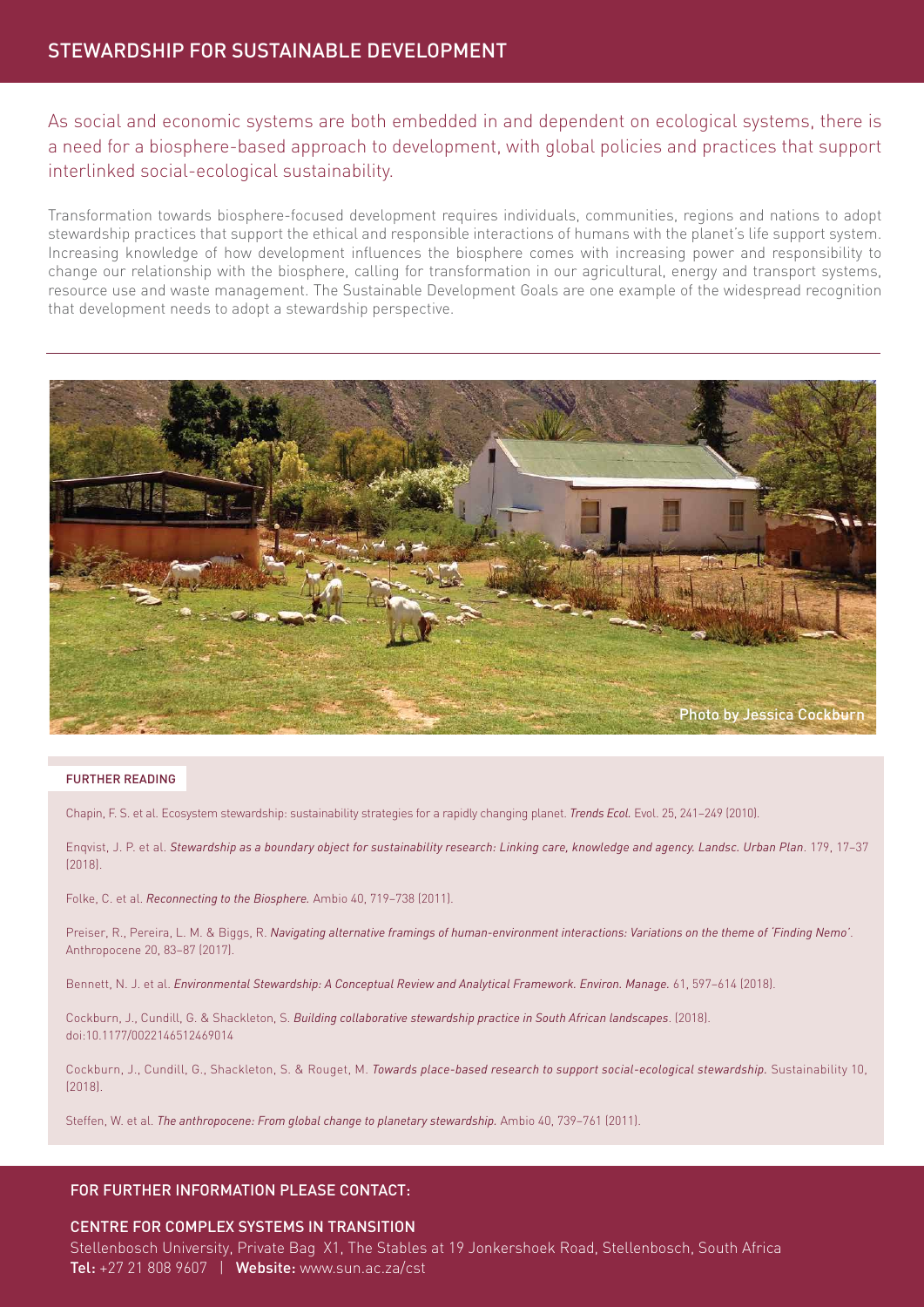## STEWARDSHIP FOR SUSTAINABLE DEVELOPMENT

As social and economic systems are both embedded in and dependent on ecological systems, there is a need for a biosphere-based approach to development, with global policies and practices that support interlinked social-ecological sustainability.

Transformation towards biosphere-focused development requires individuals, communities, regions and nations to adopt stewardship practices that support the ethical and responsible interactions of humans with the planet's life support system. Increasing knowledge of how development influences the biosphere comes with increasing power and responsibility to change our relationship with the biosphere, calling for transformation in our agricultural, energy and transport systems, resource use and waste management. The Sustainable Development Goals are one example of the widespread recognition that development needs to adopt a stewardship perspective.

Photo by Jessica Cockburn

### FURTHER READING

Chapin, F. S. et al. Ecosystem stewardship: sustainability strategies for a rapidly changing planet. *Trends Ecol.* Evol. 25, 241–249 (2010).

Enqvist, J. P. et al. *Stewardship as a boundary object for sustainability research: Linking care, knowledge and agency. Landsc. Urban Plan*. 179, 17–37 (2018).

Folke, C. et al. *Reconnecting to the Biosphere.* Ambio 40, 719–738 (2011).

Preiser, R., Pereira, L. M. & Biggs, R. *Navigating alternative framings of human-environment interactions: Variations on the theme of 'Finding Nemo'.* Anthropocene 20, 83–87 (2017).

Bennett, N. J. et al. *Environmental Stewardship: A Conceptual Review and Analytical Framework. Environ. Manage.* 61, 597–614 (2018).

Cockburn, J., Cundill, G. & Shackleton, S. *Building collaborative stewardship practice in South African landscapes*. (2018). doi:10.1177/0022146512469014

Cockburn, J., Cundill, G., Shackleton, S. & Rouget, M. *Towards place-based research to support social-ecological stewardship.* Sustainability 10, (2018).

Steffen, W. et al. *The anthropocene: From global change to planetary stewardship.* Ambio 40, 739–761 (2011).

### FOR FURTHER INFORMATION PLEASE CONTACT:

**CENTRE FOR COMPLEX SYSTEMS IN TRANSITION**

Stellenbosch University, Private Bag X1, The Stables at 19 Jonkershoek Road, Stellenbosch, South Africa

**Tel:** +27 21 808 9607 | **Website:** www.sun.ac.za/cst